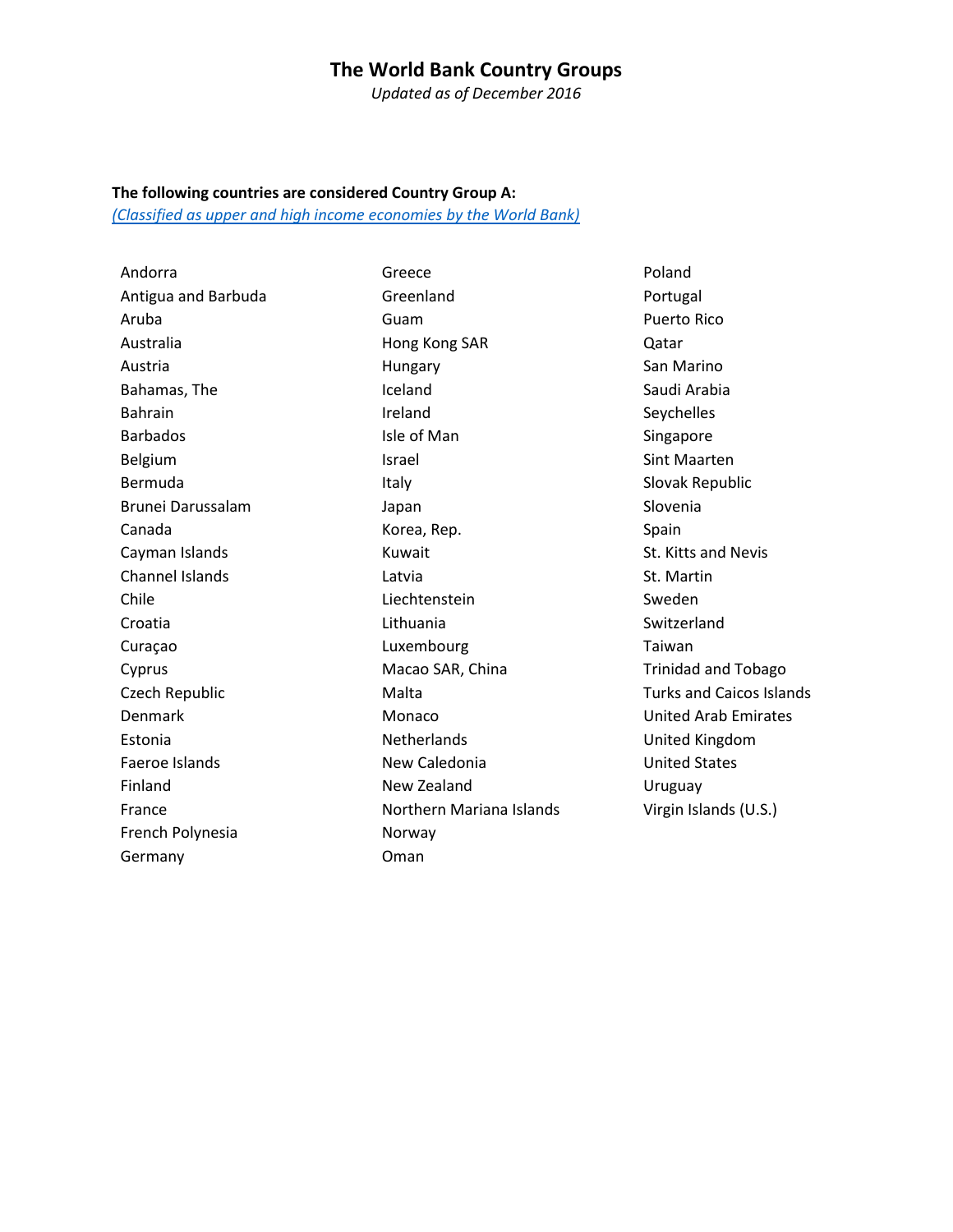# The World Bank Country Groups

*Updated as of December 2016*

**The following countries are considered Country Group A:**

*(Classified as upper and high income economies by the World Bank)*

- Andorra
- Antigua and Barbuda
- Aruba
- Australia
- Austria
- Bahamas, The
- Bahrain
- Barbados
- Belgium
- Bermuda
- Brunei Darussalam
- Canada
- Cayman Islands
- Channel Islands
- Chile
- Croatia
- Curaçao
- Cyprus
- Czech Republic
- Denmark
- Estonia
- Faeroe Islands
- Finland
- France
- French Polynesia
- Germany
- Greece
- Greenland
- Guam
- Hong Kong SAR
- Hungary
- Iceland
- Ireland
- Isle of Man
- Israel
- Italy
- Japan
- Korea, Rep.
- Kuwait
- Latvia
- Liechtenstein
- Lithuania
- Luxembourg
- Macao SAR, China
- Malta
- Monaco
- Netherlands
- New Caledonia
- New Zealand
- Northern Mariana Islands
- Norway
- Oman
- Poland
- Portugal
- Puerto Rico
- Qatar
- San Marino
- Saudi Arabia
- Seychelles
- Singapore
- Sint Maarten
- Slovak Republic
- Slovenia
- Spain
- St. Kitts and Nevis
- St. Martin
- Sweden
- Switzerland
- Taiwan
- Trinidad and Tobago
- Turks and Caicos Islands
- United Arab Emirates
- United Kingdom
- United States
- Uruguay
- Virgin Islands (U.S.)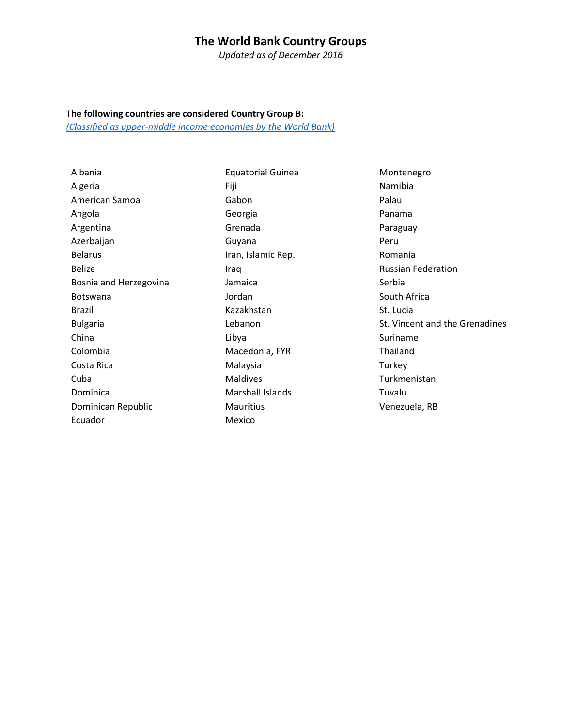# The World Bank Country Groups

*Updated as of December 2016*

**The following countries are considered Country Group B:**

*(Classified as upper-middle income economies by the World Bank)*

- Albania
- Algeria
- American Samoa
- Angola
- Argentina
- Azerbaijan
- Belarus
- Belize
- Bosnia and Herzegovina
- Botswana
- Brazil
- Bulgaria
- China
- Colombia
- Costa Rica
- Cuba
- Dominica
- Dominican Republic
- Ecuador
- Equatorial Guinea
- Fiji
- Gabon
- Georgia
- Grenada
- Guyana
- Iran, Islamic Rep.
- Iraq
- Jamaica
- Jordan
- Kazakhstan
- Lebanon
- Libya
- Macedonia, FYR
- Malaysia
- Maldives
- Marshall Islands
- Mauritius
- Mexico
- Montenegro
- Namibia
- Palau
- Panama
- Paraguay
- Peru
- Romania
- Russian Federation
- Serbia
- South Africa
- St. Lucia
- St. Vincent and the Grenadines
- Suriname
- Thailand
- Turkey
- Turkmenistan
- Tuvalu
- Venezuela, RB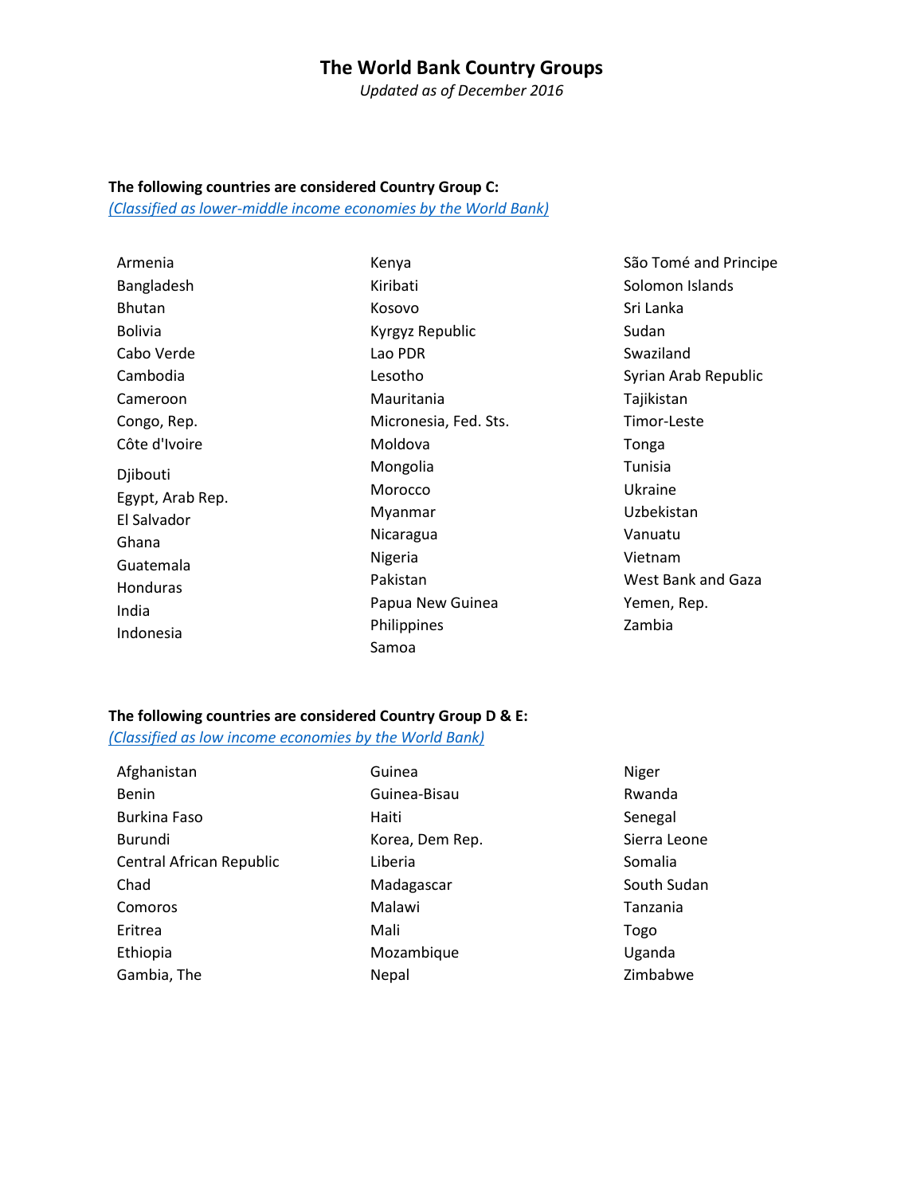# The World Bank Country Groups

*Updated as of December 2016*

**The following countries are considered Country Group C:**

*(Classified as lower-middle income economies by the World Bank)*

Armenia
Bangladesh
Bhutan
Bolivia
Cabo Verde
Cambodia
Cameroon
Congo, Rep.
Côte d'Ivoire
Djibouti
Egypt, Arab Rep.
El Salvador
Ghana
Guatemala
Honduras
India
Indonesia
Kenya
Kiribati
Kosovo
Kyrgyz Republic
Lao PDR
Lesotho
Mauritania
Micronesia, Fed. Sts.
Moldova
Mongolia
Morocco
Myanmar
Nicaragua
Nigeria
Pakistan
Papua New Guinea
Philippines
Samoa
São Tomé and Principe
Solomon Islands
Sri Lanka
Sudan
Swaziland
Syrian Arab Republic
Tajikistan
Timor-Leste
Tonga
Tunisia
Ukraine
Uzbekistan
Vanuatu
Vietnam
West Bank and Gaza
Yemen, Rep.
Zambia

**The following countries are considered Country Group D & E:**

*(Classified as low income economies by the World Bank)*

Afghanistan
Benin
Burkina Faso
Burundi
Central African Republic
Chad
Comoros
Eritrea
Ethiopia
Gambia, The
Guinea
Guinea-Bisau
Haiti
Korea, Dem Rep.
Liberia
Madagascar
Malawi
Mali
Mozambique
Nepal
Niger
Rwanda
Senegal
Sierra Leone
Somalia
South Sudan
Tanzania
Togo
Uganda
Zimbabwe